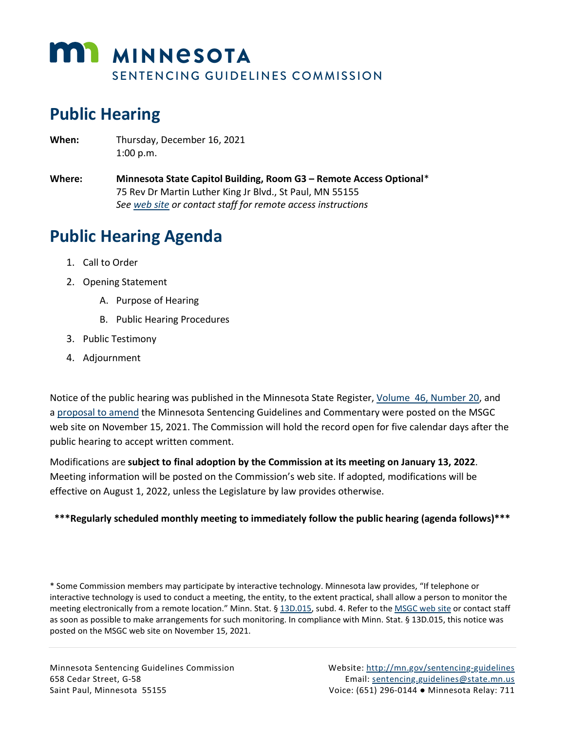# MINNESOTA SENTENCING GUIDELINES COMMISSION

## Public Hearing

**When:** Thursday, December 16, 2021
1:00 p.m.

**Where:** **Minnesota State Capitol Building, Room G3 – Remote Access Optional***
75 Rev Dr Martin Luther King Jr Blvd., St Paul, MN 55155
*See web site or contact staff for remote access instructions*

## Public Hearing Agenda

1. Call to Order
2. Opening Statement
   A. Purpose of Hearing
   B. Public Hearing Procedures
3. Public Testimony
4. Adjournment

Notice of the public hearing was published in the Minnesota State Register, Volume 46, Number 20, and a proposal to amend the Minnesota Sentencing Guidelines and Commentary were posted on the MSGC web site on November 15, 2021. The Commission will hold the record open for five calendar days after the public hearing to accept written comment.

Modifications are **subject to final adoption by the Commission at its meeting on January 13, 2022**. Meeting information will be posted on the Commission's web site. If adopted, modifications will be effective on August 1, 2022, unless the Legislature by law provides otherwise.

**\*\*\*Regularly scheduled monthly meeting to immediately follow the public hearing (agenda follows)\*\*\***

\* Some Commission members may participate by interactive technology. Minnesota law provides, "If telephone or interactive technology is used to conduct a meeting, the entity, to the extent practical, shall allow a person to monitor the meeting electronically from a remote location." Minn. Stat. § 13D.015, subd. 4. Refer to the MSGC web site or contact staff as soon as possible to make arrangements for such monitoring. In compliance with Minn. Stat. § 13D.015, this notice was posted on the MSGC web site on November 15, 2021.

Minnesota Sentencing Guidelines Commission
658 Cedar Street, G-58
Saint Paul, Minnesota 55155

Website: http://mn.gov/sentencing-guidelines
Email: sentencing.guidelines@state.mn.us
Voice: (651) 296-0144 ● Minnesota Relay: 711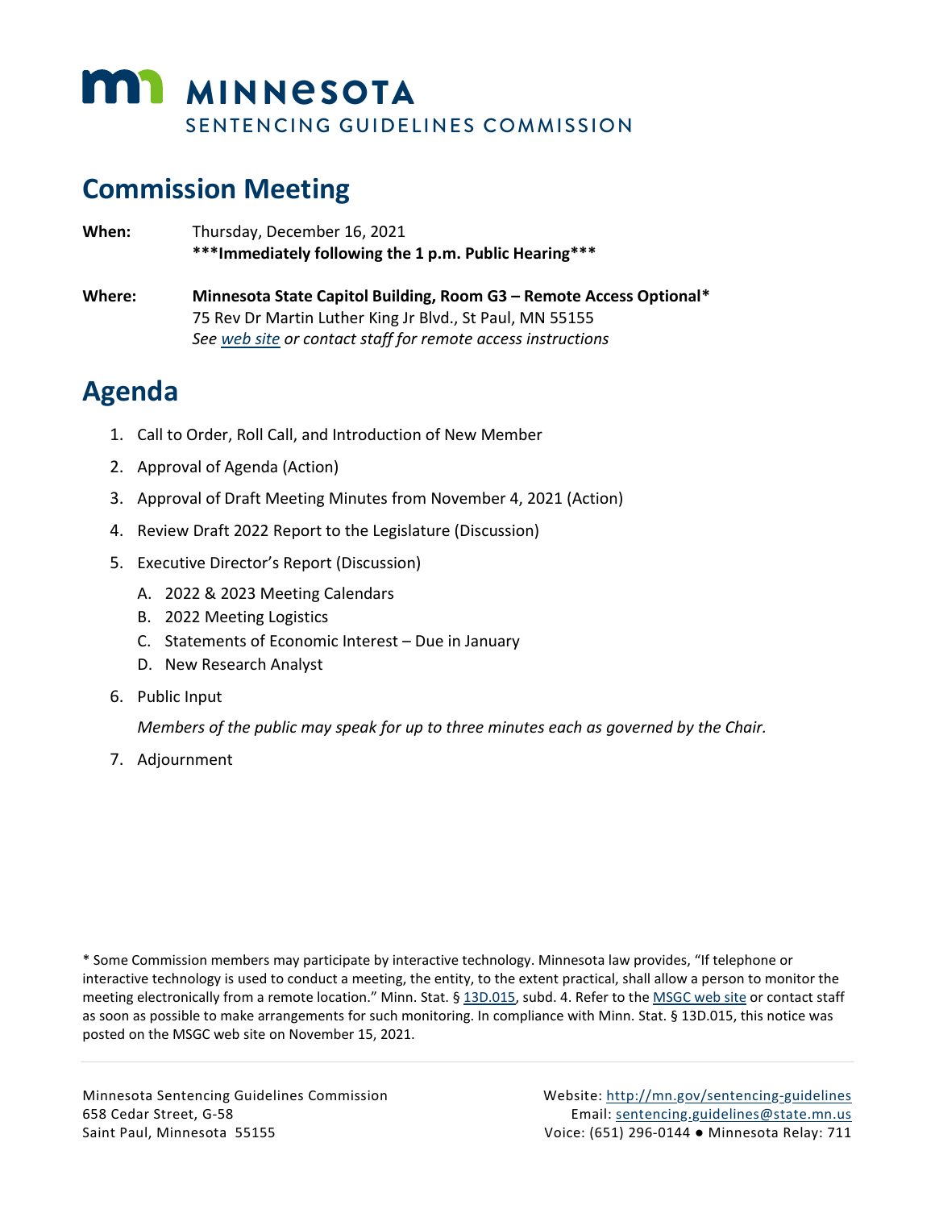# MINNESOTA
SENTENCING GUIDELINES COMMISSION

## Commission Meeting

**When:** Thursday, December 16, 2021
**\*\*\*Immediately following the 1 p.m. Public Hearing\*\*\***

**Where:** **Minnesota State Capitol Building, Room G3 – Remote Access Optional\***
75 Rev Dr Martin Luther King Jr Blvd., St Paul, MN 55155
*See web site or contact staff for remote access instructions*

## Agenda

1. Call to Order, Roll Call, and Introduction of New Member
2. Approval of Agenda (Action)
3. Approval of Draft Meeting Minutes from November 4, 2021 (Action)
4. Review Draft 2022 Report to the Legislature (Discussion)
5. Executive Director's Report (Discussion)
   A. 2022 & 2023 Meeting Calendars
   B. 2022 Meeting Logistics
   C. Statements of Economic Interest – Due in January
   D. New Research Analyst
6. Public Input

   *Members of the public may speak for up to three minutes each as governed by the Chair.*
7. Adjournment

\* Some Commission members may participate by interactive technology. Minnesota law provides, "If telephone or interactive technology is used to conduct a meeting, the entity, to the extent practical, shall allow a person to monitor the meeting electronically from a remote location." Minn. Stat. § 13D.015, subd. 4. Refer to the MSGC web site or contact staff as soon as possible to make arrangements for such monitoring. In compliance with Minn. Stat. § 13D.015, this notice was posted on the MSGC web site on November 15, 2021.

Minnesota Sentencing Guidelines Commission
658 Cedar Street, G-58
Saint Paul, Minnesota 55155

Website: http://mn.gov/sentencing-guidelines
Email: sentencing.guidelines@state.mn.us
Voice: (651) 296-0144 ● Minnesota Relay: 711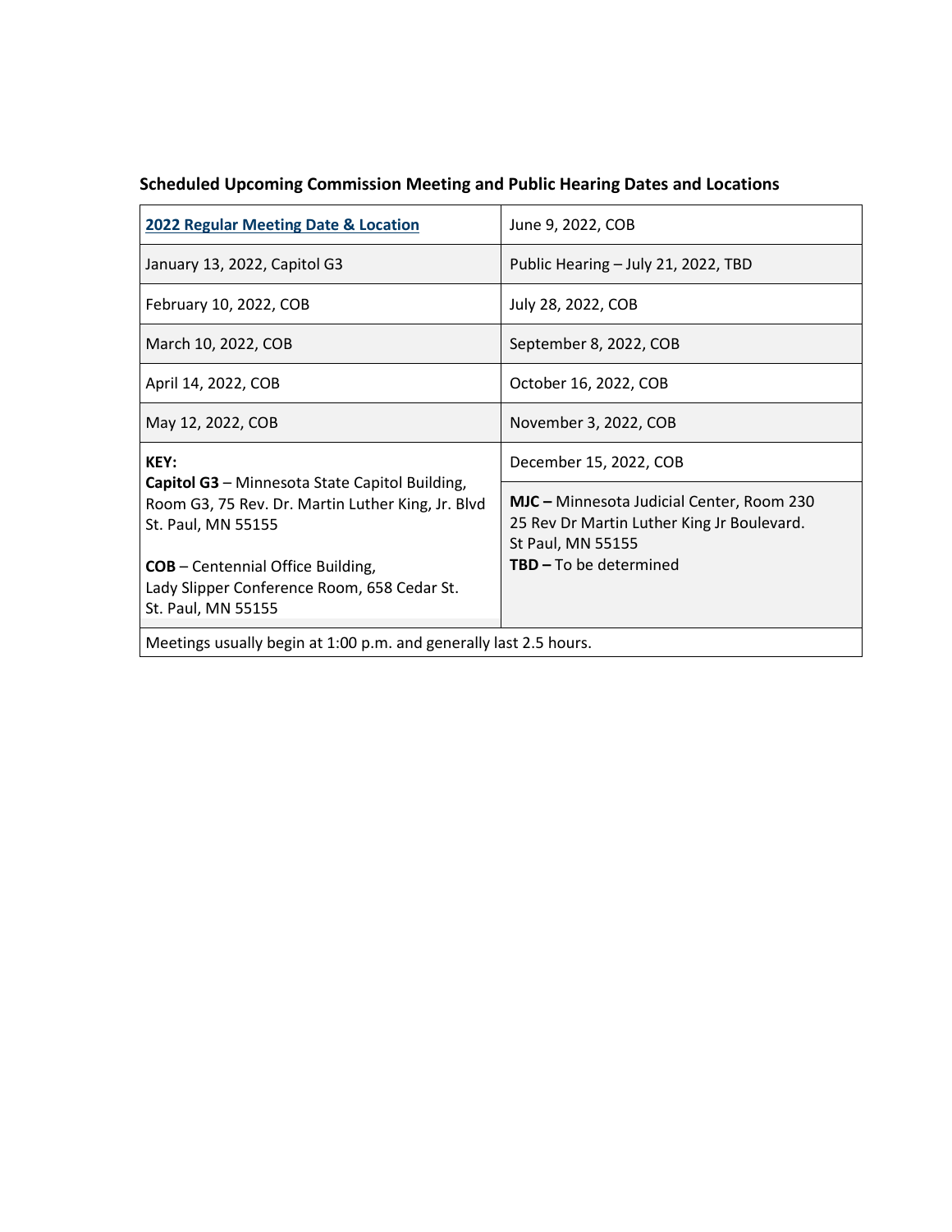**Scheduled Upcoming Commission Meeting and Public Hearing Dates and Locations**

| **2022 Regular Meeting Date & Location** | June 9, 2022, COB |
|---|---|
| January 13, 2022, Capitol G3 | Public Hearing – July 21, 2022, TBD |
| February 10, 2022, COB | July 28, 2022, COB |
| March 10, 2022, COB | September 8, 2022, COB |
| April 14, 2022, COB | October 16, 2022, COB |
| May 12, 2022, COB | November 3, 2022, COB |
| **KEY:**<br>**Capitol G3** – Minnesota State Capitol Building, Room G3, 75 Rev. Dr. Martin Luther King, Jr. Blvd St. Paul, MN 55155<br><br>**COB** – Centennial Office Building, Lady Slipper Conference Room, 658 Cedar St. St. Paul, MN 55155 | December 15, 2022, COB<br><br>**MJC –** Minnesota Judicial Center, Room 230 25 Rev Dr Martin Luther King Jr Boulevard. St Paul, MN 55155<br>**TBD –** To be determined |
| Meetings usually begin at 1:00 p.m. and generally last 2.5 hours. | |